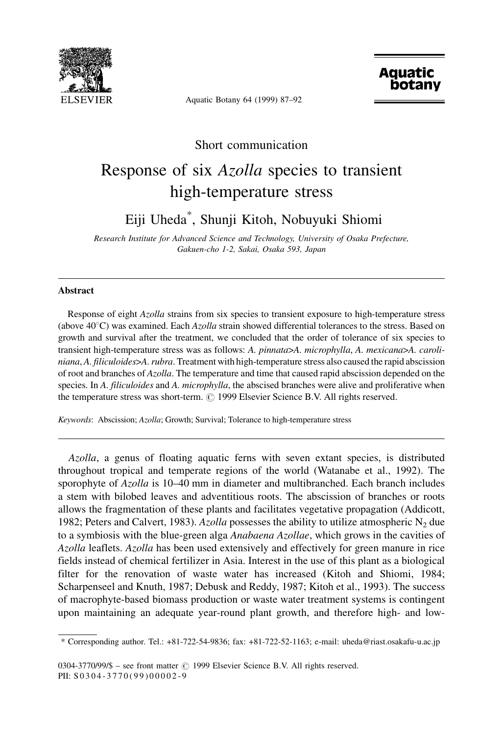Short communication

# Response of six *Azolla* species to transient high-temperature stress

Eiji Uheda*, Shunji Kitoh, Nobuyuki Shiomi

*Research Institute for Advanced Science and Technology, University of Osaka Prefecture, Gakuen-cho 1-2, Sakai, Osaka 593, Japan*

## Abstract

Response of eight *Azolla* strains from six species to transient exposure to high-temperature stress (above 40°C) was examined. Each *Azolla* strain showed differential tolerances to the stress. Based on growth and survival after the treatment, we concluded that the order of tolerance of six species to transient high-temperature stress was as follows: *A. pinnata*>*A. microphylla*, *A. mexicana*>*A. caroliniana*, *A. filiculoides*>*A. rubra*. Treatment with high-temperature stress also caused the rapid abscission of root and branches of *Azolla*. The temperature and time that caused rapid abscission depended on the species. In *A. filiculoides* and *A. microphylla*, the abscised branches were alive and proliferative when the temperature stress was short-term. © 1999 Elsevier Science B.V. All rights reserved.

*Keywords*: Abscission; *Azolla*; Growth; Survival; Tolerance to high-temperature stress

*Azolla*, a genus of floating aquatic ferns with seven extant species, is distributed throughout tropical and temperate regions of the world (Watanabe et al., 1992). The sporophyte of *Azolla* is 10–40 mm in diameter and multibranched. Each branch includes a stem with bilobed leaves and adventitious roots. The abscission of branches or roots allows the fragmentation of these plants and facilitates vegetative propagation (Addicott, 1982; Peters and Calvert, 1983). *Azolla* possesses the ability to utilize atmospheric $N_2$ due to a symbiosis with the blue-green alga *Anabaena Azollae*, which grows in the cavities of *Azolla* leaflets. *Azolla* has been used extensively and effectively for green manure in rice fields instead of chemical fertilizer in Asia. Interest in the use of this plant as a biological filter for the renovation of waste water has increased (Kitoh and Shiomi, 1984; Scharpenseel and Knuth, 1987; Debusk and Reddy, 1987; Kitoh et al., 1993). The success of macrophyte-based biomass production or waste water treatment systems is contingent upon maintaining an adequate year-round plant growth, and therefore high- and low-

\* Corresponding author. Tel.: +81-722-54-9836; fax: +81-722-52-1163; e-mail: uheda@riast.osakafu-u.ac.jp

0304-3770/99/$ – see front matter © 1999 Elsevier Science B.V. All rights reserved.
PII: S0304-3770(99)00002-9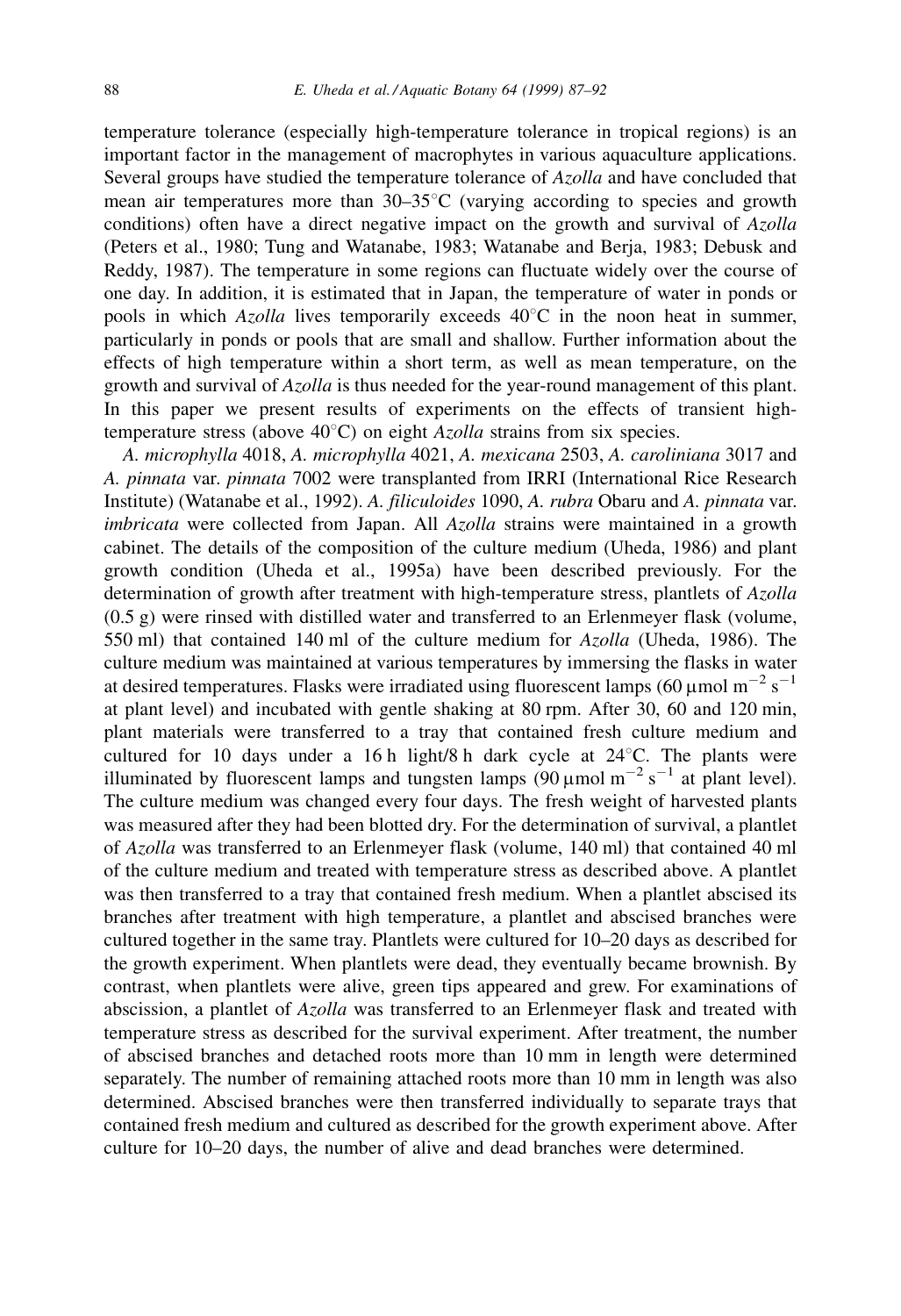temperature tolerance (especially high-temperature tolerance in tropical regions) is an important factor in the management of macrophytes in various aquaculture applications. Several groups have studied the temperature tolerance of *Azolla* and have concluded that mean air temperatures more than 30–35°C (varying according to species and growth conditions) often have a direct negative impact on the growth and survival of *Azolla* (Peters et al., 1980; Tung and Watanabe, 1983; Watanabe and Berja, 1983; Debusk and Reddy, 1987). The temperature in some regions can fluctuate widely over the course of one day. In addition, it is estimated that in Japan, the temperature of water in ponds or pools in which *Azolla* lives temporarily exceeds 40°C in the noon heat in summer, particularly in ponds or pools that are small and shallow. Further information about the effects of high temperature within a short term, as well as mean temperature, on the growth and survival of *Azolla* is thus needed for the year-round management of this plant. In this paper we present results of experiments on the effects of transient high-temperature stress (above 40°C) on eight *Azolla* strains from six species.

*A. microphylla* 4018, *A. microphylla* 4021, *A. mexicana* 2503, *A. caroliniana* 3017 and *A. pinnata* var. *pinnata* 7002 were transplanted from IRRI (International Rice Research Institute) (Watanabe et al., 1992). *A. filiculoides* 1090, *A. rubra* Obaru and *A. pinnata* var. *imbricata* were collected from Japan. All *Azolla* strains were maintained in a growth cabinet. The details of the composition of the culture medium (Uheda, 1986) and plant growth condition (Uheda et al., 1995a) have been described previously. For the determination of growth after treatment with high-temperature stress, plantlets of *Azolla* (0.5 g) were rinsed with distilled water and transferred to an Erlenmeyer flask (volume, 550 ml) that contained 140 ml of the culture medium for *Azolla* (Uheda, 1986). The culture medium was maintained at various temperatures by immersing the flasks in water at desired temperatures. Flasks were irradiated using fluorescent lamps (60 $\mu$mol m$^{-2}$ s$^{-1}$ at plant level) and incubated with gentle shaking at 80 rpm. After 30, 60 and 120 min, plant materials were transferred to a tray that contained fresh culture medium and cultured for 10 days under a 16 h light/8 h dark cycle at 24°C. The plants were illuminated by fluorescent lamps and tungsten lamps (90 $\mu$mol m$^{-2}$ s$^{-1}$ at plant level). The culture medium was changed every four days. The fresh weight of harvested plants was measured after they had been blotted dry. For the determination of survival, a plantlet of *Azolla* was transferred to an Erlenmeyer flask (volume, 140 ml) that contained 40 ml of the culture medium and treated with temperature stress as described above. A plantlet was then transferred to a tray that contained fresh medium. When a plantlet abscised its branches after treatment with high temperature, a plantlet and abscised branches were cultured together in the same tray. Plantlets were cultured for 10–20 days as described for the growth experiment. When plantlets were dead, they eventually became brownish. By contrast, when plantlets were alive, green tips appeared and grew. For examinations of abscission, a plantlet of *Azolla* was transferred to an Erlenmeyer flask and treated with temperature stress as described for the survival experiment. After treatment, the number of abscised branches and detached roots more than 10 mm in length were determined separately. The number of remaining attached roots more than 10 mm in length was also determined. Abscised branches were then transferred individually to separate trays that contained fresh medium and cultured as described for the growth experiment above. After culture for 10–20 days, the number of alive and dead branches were determined.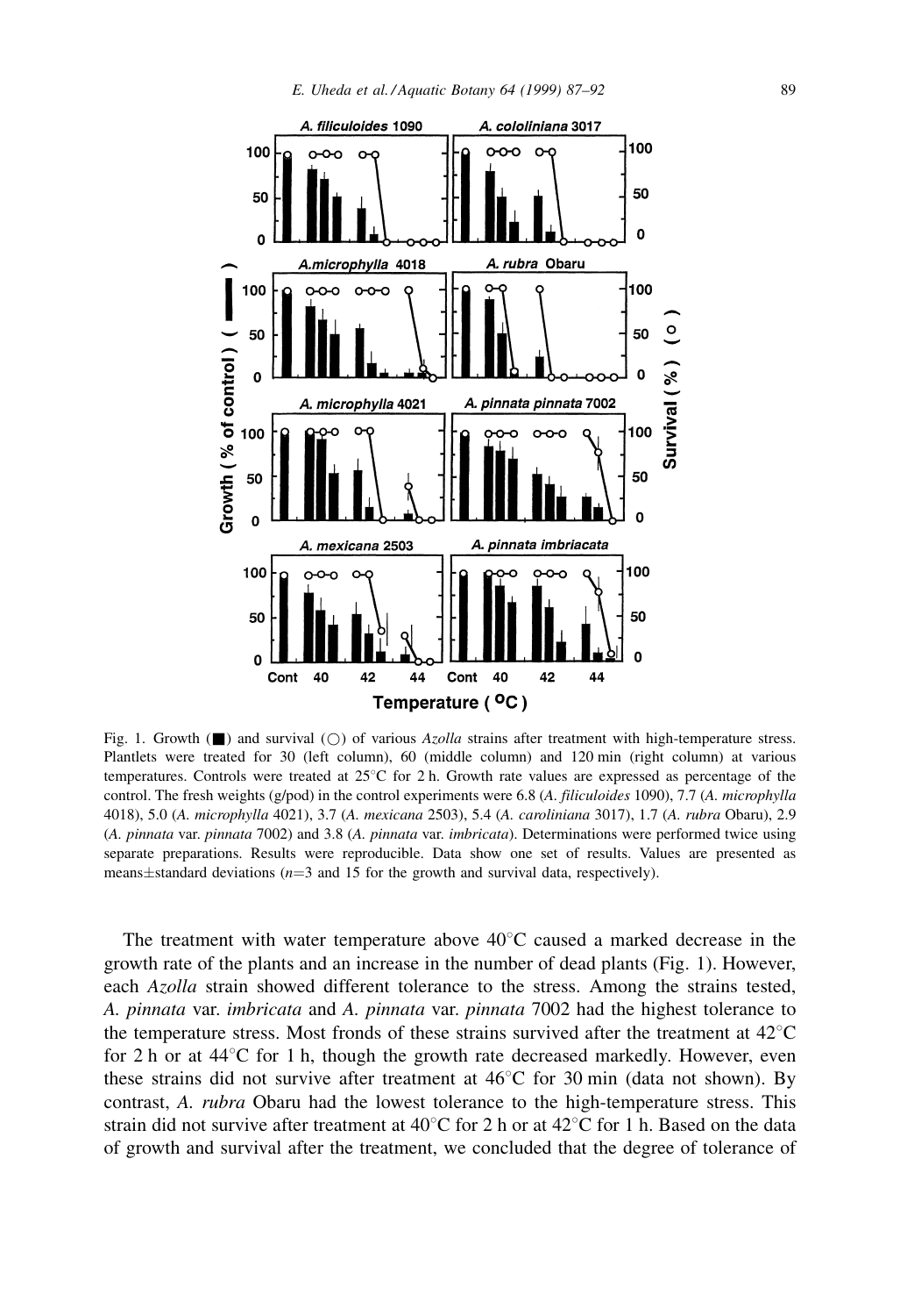Fig. 1. Growth (■) and survival (○) of various *Azolla* strains after treatment with high-temperature stress. Plantlets were treated for 30 (left column), 60 (middle column) and 120 min (right column) at various temperatures. Controls were treated at 25°C for 2 h. Growth rate values are expressed as percentage of the control. The fresh weights (g/pod) in the control experiments were 6.8 (*A. filiculoides* 1090), 7.7 (*A. microphylla* 4018), 5.0 (*A. microphylla* 4021), 3.7 (*A. mexicana* 2503), 5.4 (*A. caroliniana* 3017), 1.7 (*A. rubra* Obaru), 2.9 (*A. pinnata* var. *pinnata* 7002) and 3.8 (*A. pinnata* var. *imbricata*). Determinations were performed twice using separate preparations. Results were reproducible. Data show one set of results. Values are presented as means±standard deviations ($n$=3 and 15 for the growth and survival data, respectively).

The treatment with water temperature above 40°C caused a marked decrease in the growth rate of the plants and an increase in the number of dead plants (Fig. 1). However, each *Azolla* strain showed different tolerance to the stress. Among the strains tested, *A. pinnata* var. *imbricata* and *A. pinnata* var. *pinnata* 7002 had the highest tolerance to the temperature stress. Most fronds of these strains survived after the treatment at 42°C for 2 h or at 44°C for 1 h, though the growth rate decreased markedly. However, even these strains did not survive after treatment at 46°C for 30 min (data not shown). By contrast, *A. rubra* Obaru had the lowest tolerance to the high-temperature stress. This strain did not survive after treatment at 40°C for 2 h or at 42°C for 1 h. Based on the data of growth and survival after the treatment, we concluded that the degree of tolerance of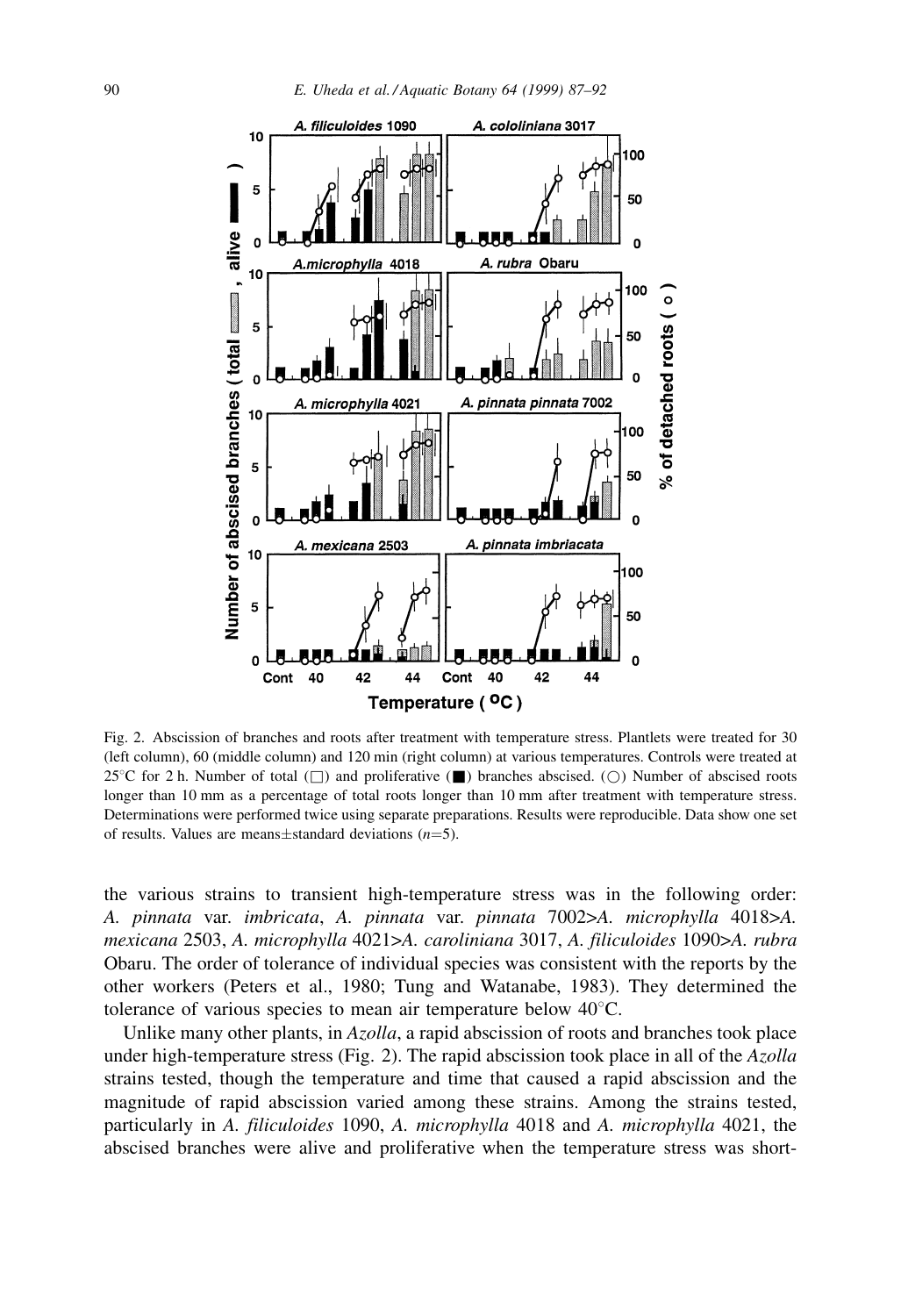Fig. 2. Abscission of branches and roots after treatment with temperature stress. Plantlets were treated for 30 (left column), 60 (middle column) and 120 min (right column) at various temperatures. Controls were treated at 25°C for 2 h. Number of total (□) and proliferative (■) branches abscised. (○) Number of abscised roots longer than 10 mm as a percentage of total roots longer than 10 mm after treatment with temperature stress. Determinations were performed twice using separate preparations. Results were reproducible. Data show one set of results. Values are means±standard deviations ($n$=5).

the various strains to transient high-temperature stress was in the following order: *A. pinnata* var. *imbricata*, *A. pinnata* var. *pinnata* 7002>*A. microphylla* 4018>*A. mexicana* 2503, *A. microphylla* 4021>*A. caroliniana* 3017, *A. filiculoides* 1090>*A. rubra* Obaru. The order of tolerance of individual species was consistent with the reports by the other workers (Peters et al., 1980; Tung and Watanabe, 1983). They determined the tolerance of various species to mean air temperature below 40°C.

Unlike many other plants, in *Azolla*, a rapid abscission of roots and branches took place under high-temperature stress (Fig. 2). The rapid abscission took place in all of the *Azolla* strains tested, though the temperature and time that caused a rapid abscission and the magnitude of rapid abscission varied among these strains. Among the strains tested, particularly in *A. filiculoides* 1090, *A. microphylla* 4018 and *A. microphylla* 4021, the abscised branches were alive and proliferative when the temperature stress was short-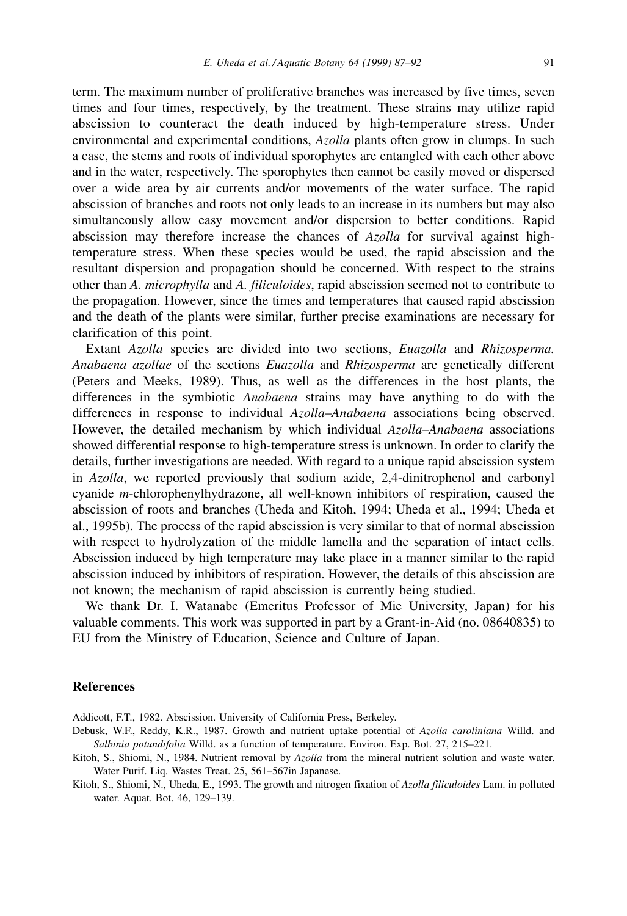term. The maximum number of proliferative branches was increased by five times, seven times and four times, respectively, by the treatment. These strains may utilize rapid abscission to counteract the death induced by high-temperature stress. Under environmental and experimental conditions, *Azolla* plants often grow in clumps. In such a case, the stems and roots of individual sporophytes are entangled with each other above and in the water, respectively. The sporophytes then cannot be easily moved or dispersed over a wide area by air currents and/or movements of the water surface. The rapid abscission of branches and roots not only leads to an increase in its numbers but may also simultaneously allow easy movement and/or dispersion to better conditions. Rapid abscission may therefore increase the chances of *Azolla* for survival against high-temperature stress. When these species would be used, the rapid abscission and the resultant dispersion and propagation should be concerned. With respect to the strains other than *A. microphylla* and *A. filiculoides*, rapid abscission seemed not to contribute to the propagation. However, since the times and temperatures that caused rapid abscission and the death of the plants were similar, further precise examinations are necessary for clarification of this point.

Extant *Azolla* species are divided into two sections, *Euazolla* and *Rhizosperma. Anabaena azollae* of the sections *Euazolla* and *Rhizosperma* are genetically different (Peters and Meeks, 1989). Thus, as well as the differences in the host plants, the differences in the symbiotic *Anabaena* strains may have anything to do with the differences in response to individual *Azolla–Anabaena* associations being observed. However, the detailed mechanism by which individual *Azolla–Anabaena* associations showed differential response to high-temperature stress is unknown. In order to clarify the details, further investigations are needed. With regard to a unique rapid abscission system in *Azolla*, we reported previously that sodium azide, 2,4-dinitrophenol and carbonyl cyanide *m*-chlorophenylhydrazone, all well-known inhibitors of respiration, caused the abscission of roots and branches (Uheda and Kitoh, 1994; Uheda et al., 1994; Uheda et al., 1995b). The process of the rapid abscission is very similar to that of normal abscission with respect to hydrolyzation of the middle lamella and the separation of intact cells. Abscission induced by high temperature may take place in a manner similar to the rapid abscission induced by inhibitors of respiration. However, the details of this abscission are not known; the mechanism of rapid abscission is currently being studied.

We thank Dr. I. Watanabe (Emeritus Professor of Mie University, Japan) for his valuable comments. This work was supported in part by a Grant-in-Aid (no. 08640835) to EU from the Ministry of Education, Science and Culture of Japan.

## References

Addicott, F.T., 1982. Abscission. University of California Press, Berkeley.

Debusk, W.F., Reddy, K.R., 1987. Growth and nutrient uptake potential of *Azolla caroliniana* Willd. and *Salbinia potundifolia* Willd. as a function of temperature. Environ. Exp. Bot. 27, 215–221.

Kitoh, S., Shiomi, N., 1984. Nutrient removal by *Azolla* from the mineral nutrient solution and waste water. Water Purif. Liq. Wastes Treat. 25, 561–567in Japanese.

Kitoh, S., Shiomi, N., Uheda, E., 1993. The growth and nitrogen fixation of *Azolla filiculoides* Lam. in polluted water. Aquat. Bot. 46, 129–139.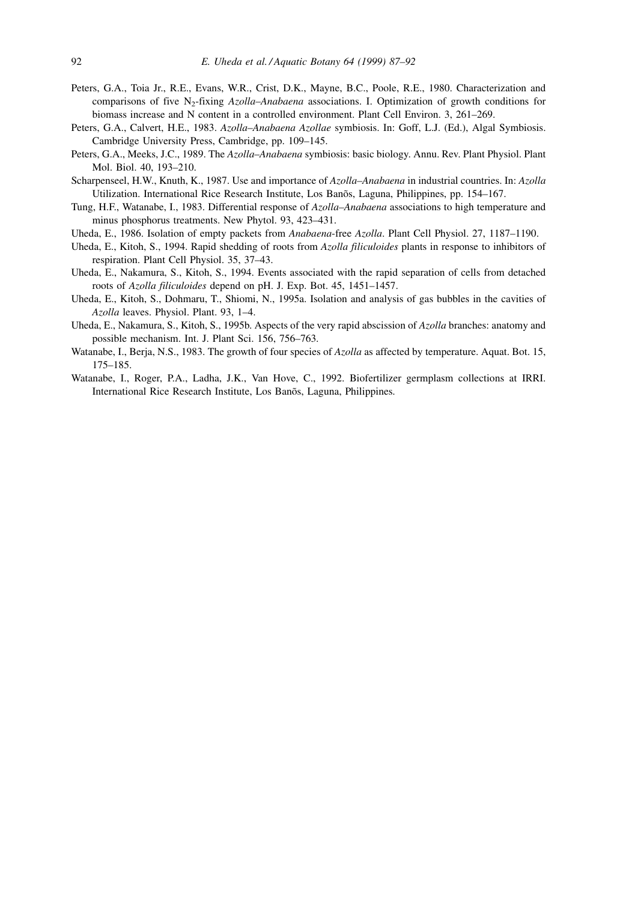Peters, G.A., Toia Jr., R.E., Evans, W.R., Crist, D.K., Mayne, B.C., Poole, R.E., 1980. Characterization and comparisons of five $N_2$-fixing *Azolla–Anabaena* associations. I. Optimization of growth conditions for biomass increase and N content in a controlled environment. Plant Cell Environ. 3, 261–269.

Peters, G.A., Calvert, H.E., 1983. *Azolla–Anabaena Azollae* symbiosis. In: Goff, L.J. (Ed.), Algal Symbiosis. Cambridge University Press, Cambridge, pp. 109–145.

Peters, G.A., Meeks, J.C., 1989. The *Azolla–Anabaena* symbiosis: basic biology. Annu. Rev. Plant Physiol. Plant Mol. Biol. 40, 193–210.

Scharpenseel, H.W., Knuth, K., 1987. Use and importance of *Azolla–Anabaena* in industrial countries. In: *Azolla* Utilization. International Rice Research Institute, Los Banõs, Laguna, Philippines, pp. 154–167.

Tung, H.F., Watanabe, I., 1983. Differential response of *Azolla–Anabaena* associations to high temperature and minus phosphorus treatments. New Phytol. 93, 423–431.

Uheda, E., 1986. Isolation of empty packets from *Anabaena*-free *Azolla*. Plant Cell Physiol. 27, 1187–1190.

Uheda, E., Kitoh, S., 1994. Rapid shedding of roots from *Azolla filiculoides* plants in response to inhibitors of respiration. Plant Cell Physiol. 35, 37–43.

Uheda, E., Nakamura, S., Kitoh, S., 1994. Events associated with the rapid separation of cells from detached roots of *Azolla filiculoides* depend on pH. J. Exp. Bot. 45, 1451–1457.

Uheda, E., Kitoh, S., Dohmaru, T., Shiomi, N., 1995a. Isolation and analysis of gas bubbles in the cavities of *Azolla* leaves. Physiol. Plant. 93, 1–4.

Uheda, E., Nakamura, S., Kitoh, S., 1995b. Aspects of the very rapid abscission of *Azolla* branches: anatomy and possible mechanism. Int. J. Plant Sci. 156, 756–763.

Watanabe, I., Berja, N.S., 1983. The growth of four species of *Azolla* as affected by temperature. Aquat. Bot. 15, 175–185.

Watanabe, I., Roger, P.A., Ladha, J.K., Van Hove, C., 1992. Biofertilizer germplasm collections at IRRI. International Rice Research Institute, Los Banõs, Laguna, Philippines.